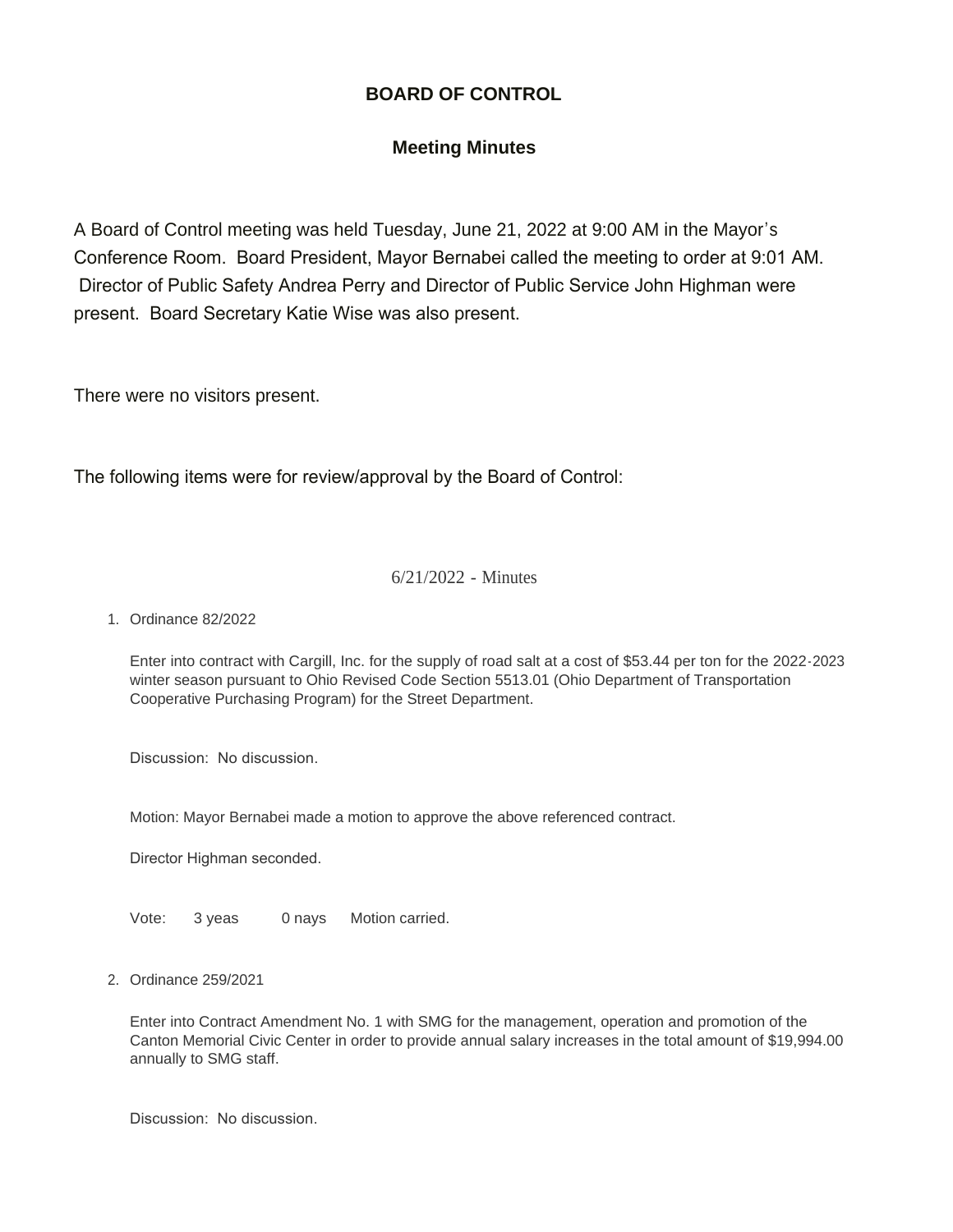# BOARD OF CONTROL

## Meeting Minutes

A Board of Control meeting was held Tuesday, June 21, 2022 at 9:00 AM in the Mayor's Conference Room. Board President, Mayor Bernabei called the meeting to order at 9:01 AM. Director of Public Safety Andrea Perry and Director of Public Service John Highman were present. Board Secretary Katie Wise was also present.

There were no visitors present.

The following items were for review/approval by the Board of Control:

6/21/2022 - Minutes

1. Ordinance 82/2022

   Enter into contract with Cargill, Inc. for the supply of road salt at a cost of $53.44 per ton for the 2022-2023 winter season pursuant to Ohio Revised Code Section 5513.01 (Ohio Department of Transportation Cooperative Purchasing Program) for the Street Department.

   Discussion: No discussion.

   Motion: Mayor Bernabei made a motion to approve the above referenced contract.

   Director Highman seconded.

   Vote: 3 yeas 0 nays Motion carried.

2. Ordinance 259/2021

   Enter into Contract Amendment No. 1 with SMG for the management, operation and promotion of the Canton Memorial Civic Center in order to provide annual salary increases in the total amount of $19,994.00 annually to SMG staff.

   Discussion: No discussion.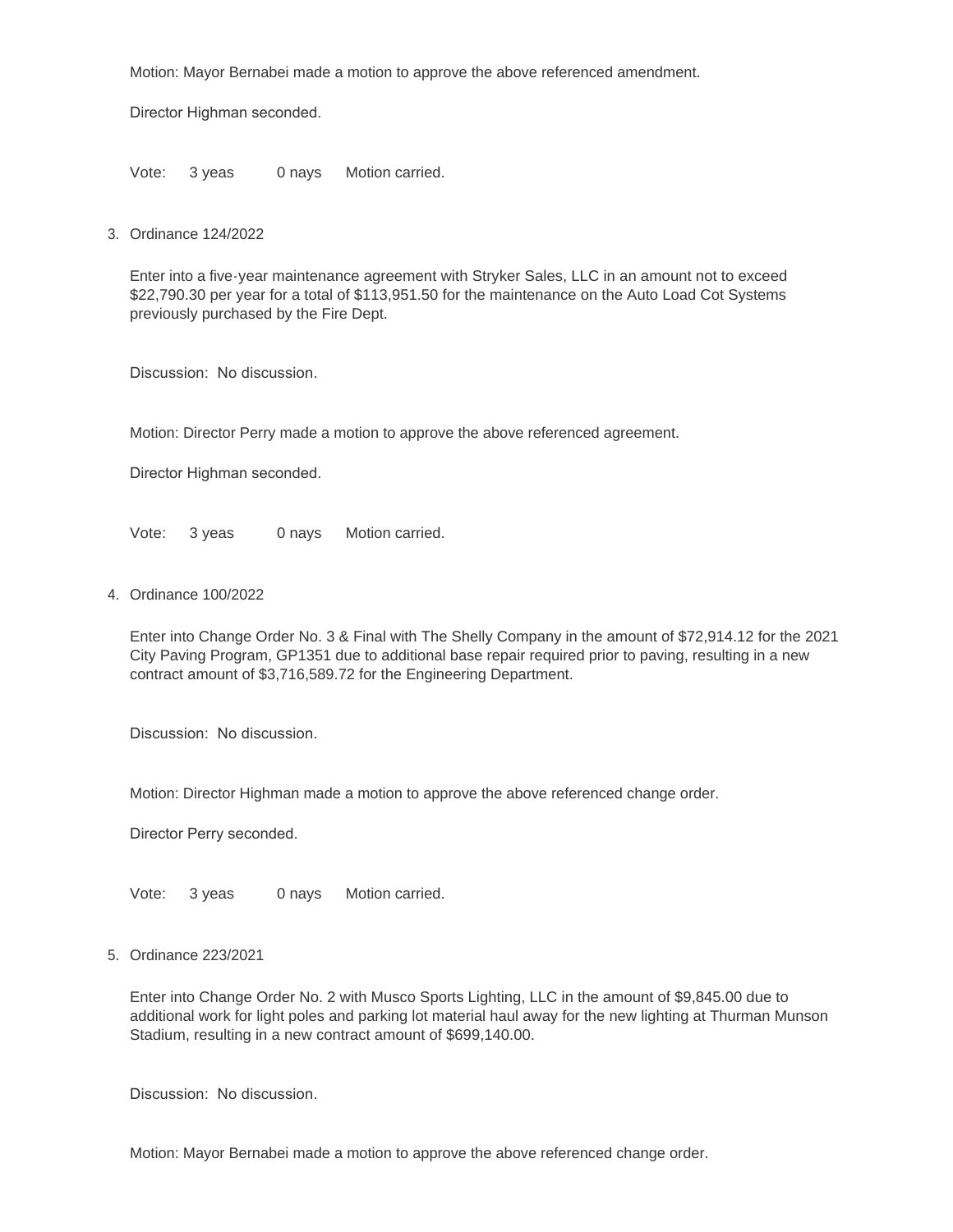Motion: Mayor Bernabei made a motion to approve the above referenced amendment.

Director Highman seconded.

Vote: 3 yeas 0 nays Motion carried.

3. Ordinance 124/2022

   Enter into a five-year maintenance agreement with Stryker Sales, LLC in an amount not to exceed $22,790.30 per year for a total of $113,951.50 for the maintenance on the Auto Load Cot Systems previously purchased by the Fire Dept.

   Discussion: No discussion.

   Motion: Director Perry made a motion to approve the above referenced agreement.

   Director Highman seconded.

   Vote: 3 yeas 0 nays Motion carried.

4. Ordinance 100/2022

   Enter into Change Order No. 3 & Final with The Shelly Company in the amount of $72,914.12 for the 2021 City Paving Program, GP1351 due to additional base repair required prior to paving, resulting in a new contract amount of $3,716,589.72 for the Engineering Department.

   Discussion: No discussion.

   Motion: Director Highman made a motion to approve the above referenced change order.

   Director Perry seconded.

   Vote: 3 yeas 0 nays Motion carried.

5. Ordinance 223/2021

   Enter into Change Order No. 2 with Musco Sports Lighting, LLC in the amount of $9,845.00 due to additional work for light poles and parking lot material haul away for the new lighting at Thurman Munson Stadium, resulting in a new contract amount of $699,140.00.

   Discussion: No discussion.

   Motion: Mayor Bernabei made a motion to approve the above referenced change order.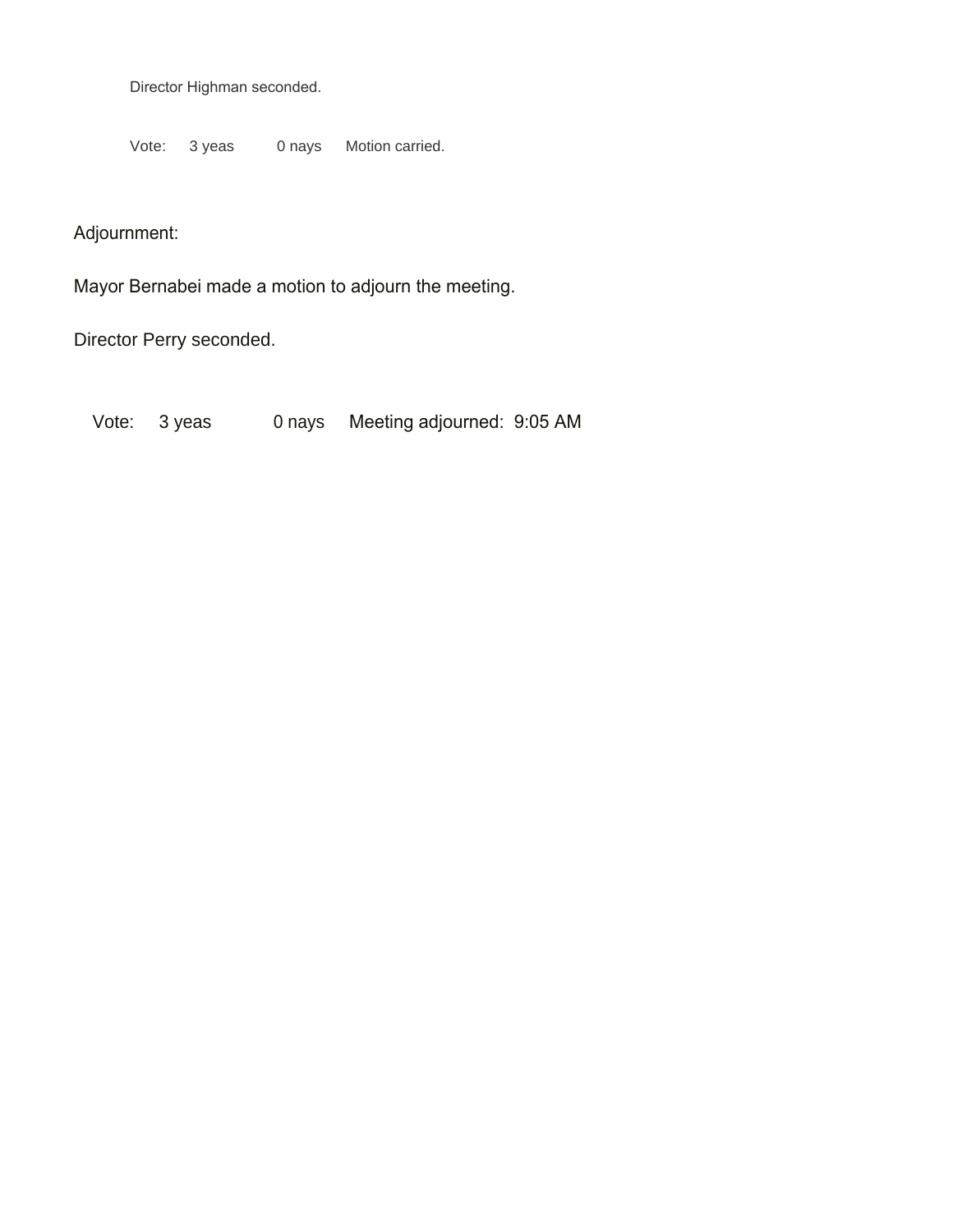Director Highman seconded.

Vote: 3 yeas 0 nays Motion carried.

Adjournment:

Mayor Bernabei made a motion to adjourn the meeting.

Director Perry seconded.

Vote: 3 yeas 0 nays Meeting adjourned: 9:05 AM